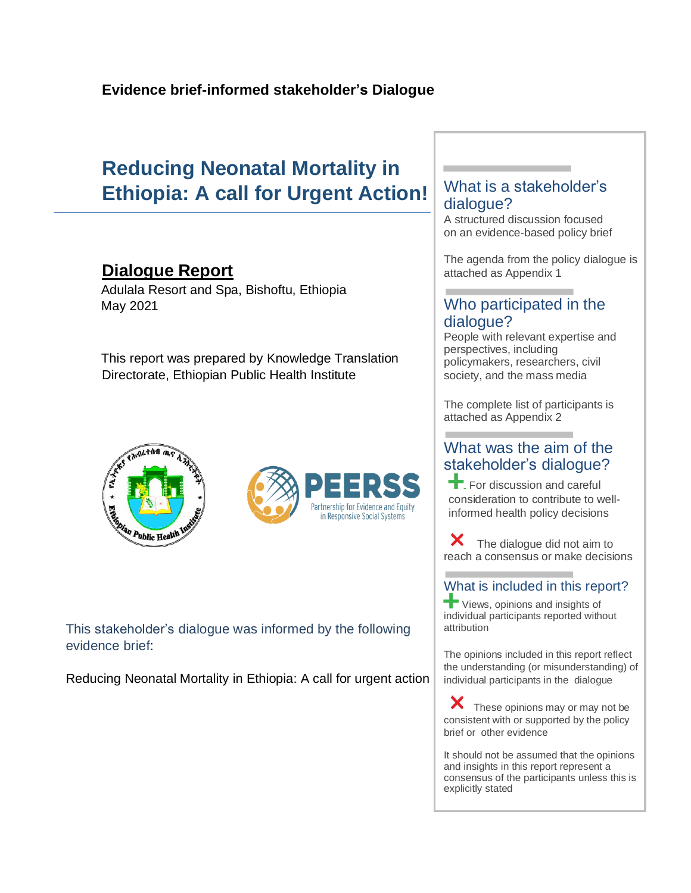**Evidence brief-informed stakeholder's Dialogue**

# Reducing Neonatal Mortality in Ethiopia: A call for Urgent Action!

## Dialogue Report

Adulala Resort and Spa, Bishoftu, Ethiopia
May 2021

This report was prepared by Knowledge Translation Directorate, Ethiopian Public Health Institute

This stakeholder's dialogue was informed by the following evidence brief:

Reducing Neonatal Mortality in Ethiopia: A call for urgent action

### What is a stakeholder's dialogue?

A structured discussion focused on an evidence-based policy brief

The agenda from the policy dialogue is attached as Appendix 1

### Who participated in the dialogue?

People with relevant expertise and perspectives, including policymakers, researchers, civil society, and the mass media

The complete list of participants is attached as Appendix 2

### What was the aim of the stakeholder's dialogue?

+ For discussion and careful consideration to contribute to well-informed health policy decisions

✗ The dialogue did not aim to reach a consensus or make decisions

### What is included in this report?

+ Views, opinions and insights of individual participants reported without attribution

The opinions included in this report reflect the understanding (or misunderstanding) of individual participants in the dialogue

✗ These opinions may or may not be consistent with or supported by the policy brief or other evidence

It should not be assumed that the opinions and insights in this report represent a consensus of the participants unless this is explicitly stated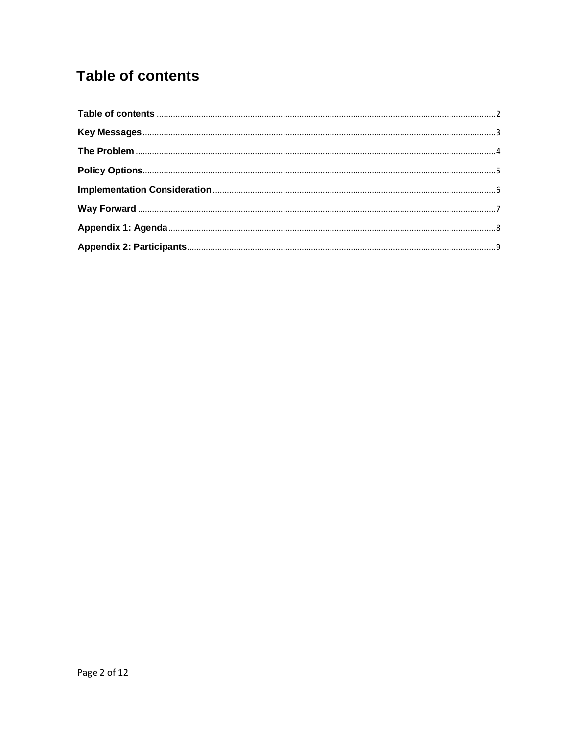# Table of contents

Table of contents ........ 2
Key Messages ........ 3
The Problem ........ 4
Policy Options ........ 5
Implementation Consideration ........ 6
Way Forward ........ 7
Appendix 1: Agenda ........ 8
Appendix 2: Participants ........ 9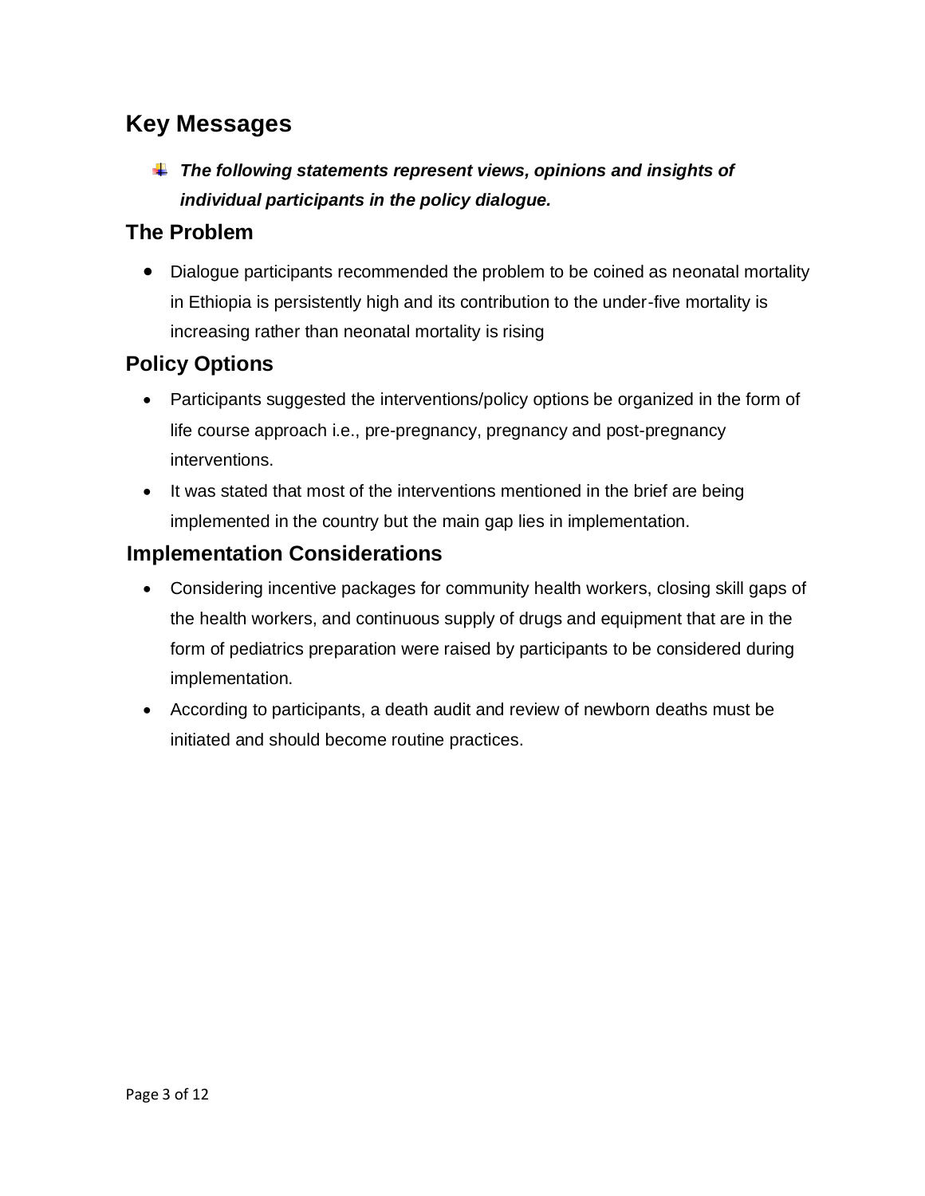## Key Messages

- ***The following statements represent views, opinions and insights of individual participants in the policy dialogue.***

### The Problem

- Dialogue participants recommended the problem to be coined as neonatal mortality in Ethiopia is persistently high and its contribution to the under-five mortality is increasing rather than neonatal mortality is rising

### Policy Options

- Participants suggested the interventions/policy options be organized in the form of life course approach i.e., pre-pregnancy, pregnancy and post-pregnancy interventions.
- It was stated that most of the interventions mentioned in the brief are being implemented in the country but the main gap lies in implementation.

### Implementation Considerations

- Considering incentive packages for community health workers, closing skill gaps of the health workers, and continuous supply of drugs and equipment that are in the form of pediatrics preparation were raised by participants to be considered during implementation.
- According to participants, a death audit and review of newborn deaths must be initiated and should become routine practices.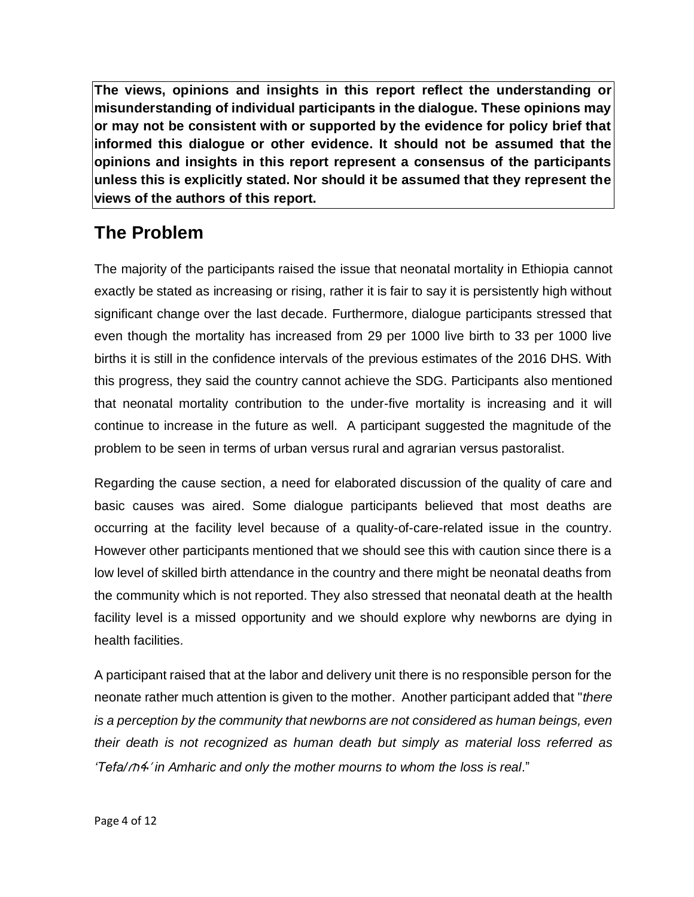**The views, opinions and insights in this report reflect the understanding or misunderstanding of individual participants in the dialogue. These opinions may or may not be consistent with or supported by the evidence for policy brief that informed this dialogue or other evidence. It should not be assumed that the opinions and insights in this report represent a consensus of the participants unless this is explicitly stated. Nor should it be assumed that they represent the views of the authors of this report.**

## The Problem

The majority of the participants raised the issue that neonatal mortality in Ethiopia cannot exactly be stated as increasing or rising, rather it is fair to say it is persistently high without significant change over the last decade. Furthermore, dialogue participants stressed that even though the mortality has increased from 29 per 1000 live birth to 33 per 1000 live births it is still in the confidence intervals of the previous estimates of the 2016 DHS. With this progress, they said the country cannot achieve the SDG. Participants also mentioned that neonatal mortality contribution to the under-five mortality is increasing and it will continue to increase in the future as well. A participant suggested the magnitude of the problem to be seen in terms of urban versus rural and agrarian versus pastoralist.

Regarding the cause section, a need for elaborated discussion of the quality of care and basic causes was aired. Some dialogue participants believed that most deaths are occurring at the facility level because of a quality-of-care-related issue in the country. However other participants mentioned that we should see this with caution since there is a low level of skilled birth attendance in the country and there might be neonatal deaths from the community which is not reported. They also stressed that neonatal death at the health facility level is a missed opportunity and we should explore why newborns are dying in health facilities.

A participant raised that at the labor and delivery unit there is no responsible person for the neonate rather much attention is given to the mother. Another participant added that "*there is a perception by the community that newborns are not considered as human beings, even their death is not recognized as human death but simply as material loss referred as 'Tefa/ጠፋ' in Amharic and only the mother mourns to whom the loss is real*."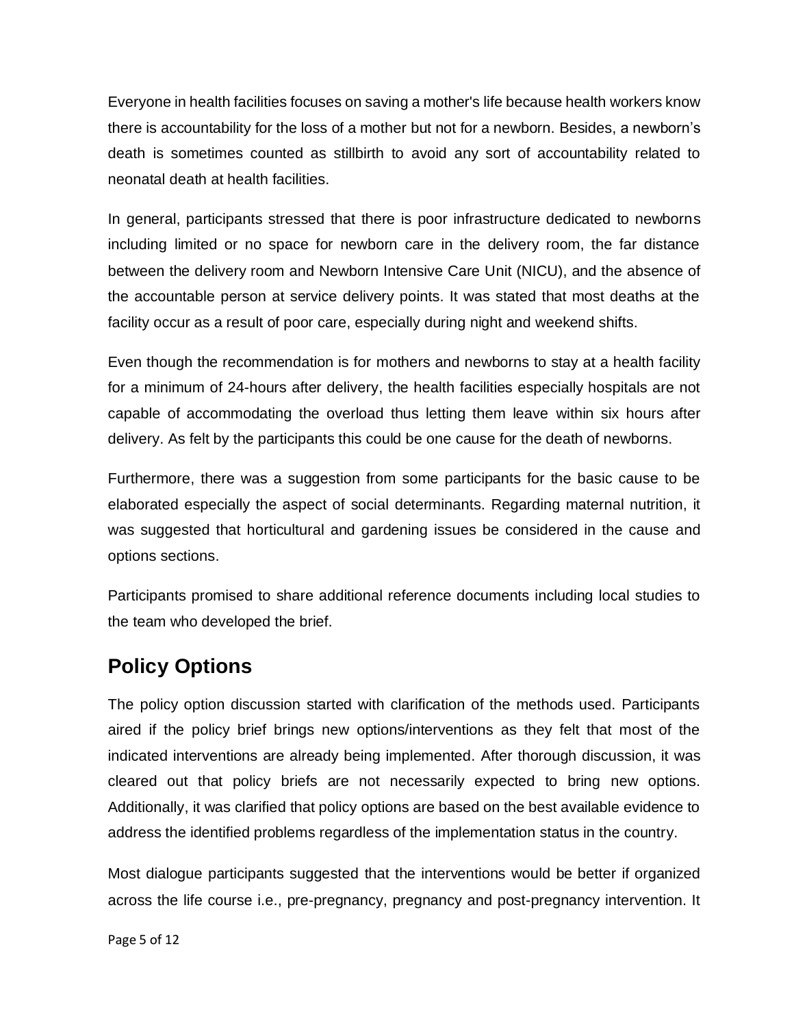Everyone in health facilities focuses on saving a mother's life because health workers know there is accountability for the loss of a mother but not for a newborn. Besides, a newborn's death is sometimes counted as stillbirth to avoid any sort of accountability related to neonatal death at health facilities.

In general, participants stressed that there is poor infrastructure dedicated to newborns including limited or no space for newborn care in the delivery room, the far distance between the delivery room and Newborn Intensive Care Unit (NICU), and the absence of the accountable person at service delivery points. It was stated that most deaths at the facility occur as a result of poor care, especially during night and weekend shifts.

Even though the recommendation is for mothers and newborns to stay at a health facility for a minimum of 24-hours after delivery, the health facilities especially hospitals are not capable of accommodating the overload thus letting them leave within six hours after delivery. As felt by the participants this could be one cause for the death of newborns.

Furthermore, there was a suggestion from some participants for the basic cause to be elaborated especially the aspect of social determinants. Regarding maternal nutrition, it was suggested that horticultural and gardening issues be considered in the cause and options sections.

Participants promised to share additional reference documents including local studies to the team who developed the brief.

## Policy Options

The policy option discussion started with clarification of the methods used. Participants aired if the policy brief brings new options/interventions as they felt that most of the indicated interventions are already being implemented. After thorough discussion, it was cleared out that policy briefs are not necessarily expected to bring new options. Additionally, it was clarified that policy options are based on the best available evidence to address the identified problems regardless of the implementation status in the country.

Most dialogue participants suggested that the interventions would be better if organized across the life course i.e., pre-pregnancy, pregnancy and post-pregnancy intervention. It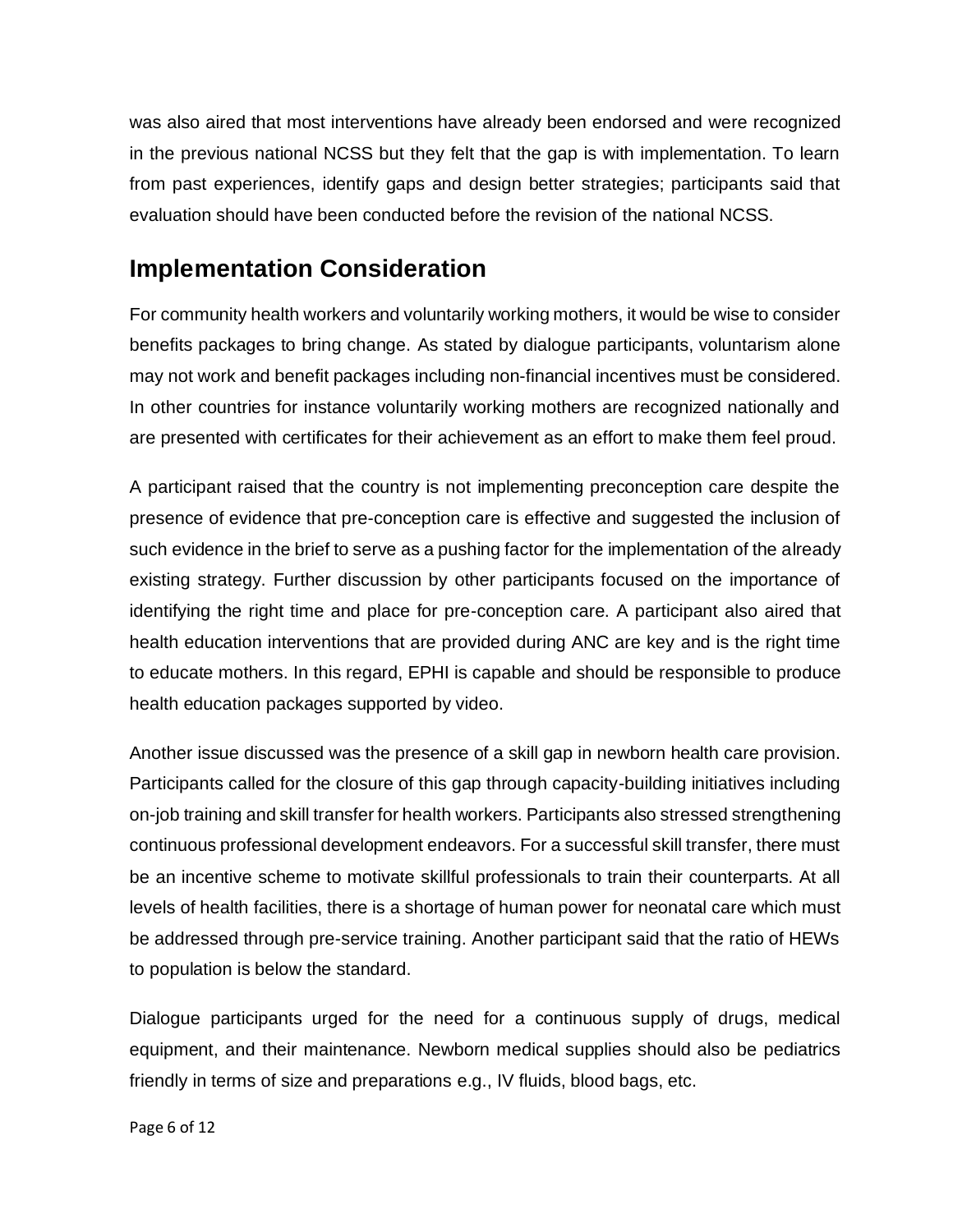was also aired that most interventions have already been endorsed and were recognized in the previous national NCSS but they felt that the gap is with implementation. To learn from past experiences, identify gaps and design better strategies; participants said that evaluation should have been conducted before the revision of the national NCSS.

## Implementation Consideration

For community health workers and voluntarily working mothers, it would be wise to consider benefits packages to bring change. As stated by dialogue participants, voluntarism alone may not work and benefit packages including non-financial incentives must be considered. In other countries for instance voluntarily working mothers are recognized nationally and are presented with certificates for their achievement as an effort to make them feel proud.

A participant raised that the country is not implementing preconception care despite the presence of evidence that pre-conception care is effective and suggested the inclusion of such evidence in the brief to serve as a pushing factor for the implementation of the already existing strategy. Further discussion by other participants focused on the importance of identifying the right time and place for pre-conception care. A participant also aired that health education interventions that are provided during ANC are key and is the right time to educate mothers. In this regard, EPHI is capable and should be responsible to produce health education packages supported by video.

Another issue discussed was the presence of a skill gap in newborn health care provision. Participants called for the closure of this gap through capacity-building initiatives including on-job training and skill transfer for health workers. Participants also stressed strengthening continuous professional development endeavors. For a successful skill transfer, there must be an incentive scheme to motivate skillful professionals to train their counterparts. At all levels of health facilities, there is a shortage of human power for neonatal care which must be addressed through pre-service training. Another participant said that the ratio of HEWs to population is below the standard.

Dialogue participants urged for the need for a continuous supply of drugs, medical equipment, and their maintenance. Newborn medical supplies should also be pediatrics friendly in terms of size and preparations e.g., IV fluids, blood bags, etc.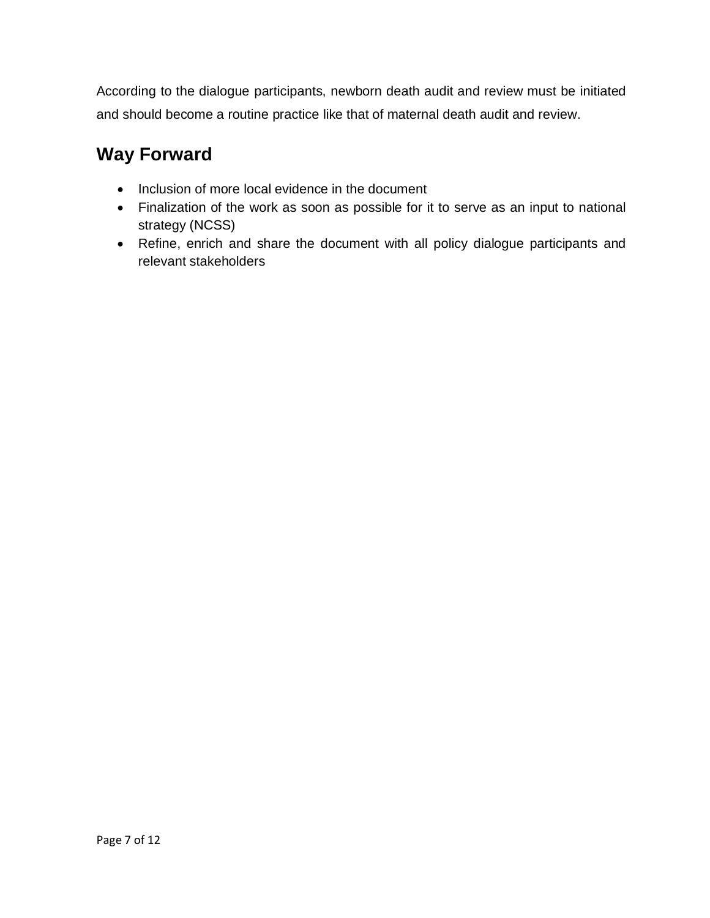According to the dialogue participants, newborn death audit and review must be initiated and should become a routine practice like that of maternal death audit and review.

## Way Forward

- Inclusion of more local evidence in the document
- Finalization of the work as soon as possible for it to serve as an input to national strategy (NCSS)
- Refine, enrich and share the document with all policy dialogue participants and relevant stakeholders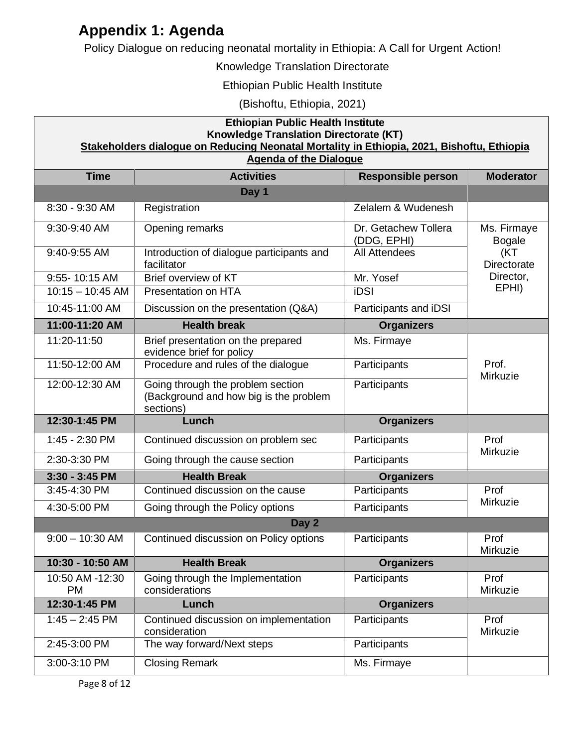# Appendix 1: Agenda

Policy Dialogue on reducing neonatal mortality in Ethiopia: A Call for Urgent Action!

Knowledge Translation Directorate

Ethiopian Public Health Institute

(Bishoftu, Ethiopia, 2021)

**Ethiopian Public Health Institute**
**Knowledge Translation Directorate (KT)**
**Stakeholders dialogue on Reducing Neonatal Mortality in Ethiopia, 2021, Bishoftu, Ethiopia**
**Agenda of the Dialogue**

| Time | Activities | Responsible person | Moderator |
|---|---|---|---|
| **Day 1** | | | |
| 8:30 - 9:30 AM | Registration | Zelalem & Wudenesh | |
| 9:30-9:40 AM | Opening remarks | Dr. Getachew Tollera (DDG, EPHI) | Ms. Firmaye Bogale (KT Directorate Director, EPHI) |
| 9:40-9:55 AM | Introduction of dialogue participants and facilitator | All Attendees | |
| 9:55- 10:15 AM | Brief overview of KT | Mr. Yosef | |
| 10:15 – 10:45 AM | Presentation on HTA | iDSI | |
| 10:45-11:00 AM | Discussion on the presentation (Q&A) | Participants and iDSI | |
| **11:00-11:20 AM** | **Health break** | **Organizers** | |
| 11:20-11:50 | Brief presentation on the prepared evidence brief for policy | Ms. Firmaye | Prof. Mirkuzie |
| 11:50-12:00 AM | Procedure and rules of the dialogue | Participants | |
| 12:00-12:30 AM | Going through the problem section (Background and how big is the problem sections) | Participants | |
| **12:30-1:45 PM** | **Lunch** | **Organizers** | |
| 1:45 - 2:30 PM | Continued discussion on problem sec | Participants | Prof Mirkuzie |
| 2:30-3:30 PM | Going through the cause section | Participants | |
| **3:30 - 3:45 PM** | **Health Break** | **Organizers** | |
| 3:45-4:30 PM | Continued discussion on the cause | Participants | Prof Mirkuzie |
| 4:30-5:00 PM | Going through the Policy options | Participants | |
| **Day 2** | | | |
| 9:00 – 10:30 AM | Continued discussion on Policy options | Participants | Prof Mirkuzie |
| **10:30 - 10:50 AM** | **Health Break** | **Organizers** | |
| 10:50 AM -12:30 PM | Going through the Implementation considerations | Participants | Prof Mirkuzie |
| **12:30-1:45 PM** | **Lunch** | **Organizers** | |
| 1:45 – 2:45 PM | Continued discussion on implementation consideration | Participants | Prof Mirkuzie |
| 2:45-3:00 PM | The way forward/Next steps | Participants | |
| 3:00-3:10 PM | Closing Remark | Ms. Firmaye | |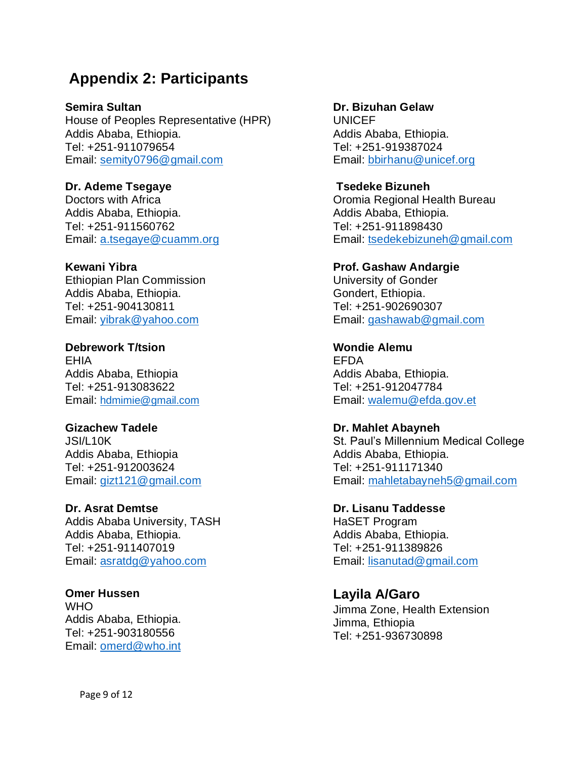## Appendix 2: Participants

**Semira Sultan**
House of Peoples Representative (HPR)
Addis Ababa, Ethiopia.
Tel: +251-911079654
Email: semity0796@gmail.com

**Dr. Ademe Tsegaye**
Doctors with Africa
Addis Ababa, Ethiopia.
Tel: +251-911560762
Email: a.tsegaye@cuamm.org

**Kewani Yibra**
Ethiopian Plan Commission
Addis Ababa, Ethiopia.
Tel: +251-904130811
Email: yibrak@yahoo.com

**Debrework T/tsion**
EHIA
Addis Ababa, Ethiopia
Tel: +251-913083622
Email: hdmimie@gmail.com

**Gizachew Tadele**
JSI/L10K
Addis Ababa, Ethiopia
Tel: +251-912003624
Email: gizt121@gmail.com

**Dr. Asrat Demtse**
Addis Ababa University, TASH
Addis Ababa, Ethiopia.
Tel: +251-911407019
Email: asratdg@yahoo.com

**Omer Hussen**
WHO
Addis Ababa, Ethiopia.
Tel: +251-903180556
Email: omerd@who.int

**Dr. Bizuhan Gelaw**
UNICEF
Addis Ababa, Ethiopia.
Tel: +251-919387024
Email: bbirhanu@unicef.org

**Tsedeke Bizuneh**
Oromia Regional Health Bureau
Addis Ababa, Ethiopia.
Tel: +251-911898430
Email: tsedekebizuneh@gmail.com

**Prof. Gashaw Andargie**
University of Gonder
Gondert, Ethiopia.
Tel: +251-902690307
Email: gashawab@gmail.com

**Wondie Alemu**
EFDA
Addis Ababa, Ethiopia.
Tel: +251-912047784
Email: walemu@efda.gov.et

**Dr. Mahlet Abayneh**
St. Paul's Millennium Medical College
Addis Ababa, Ethiopia.
Tel: +251-911171340
Email: mahletabayneh5@gmail.com

**Dr. Lisanu Taddesse**
HaSET Program
Addis Ababa, Ethiopia.
Tel: +251-911389826
Email: lisanutad@gmail.com

**Layila A/Garo**
Jimma Zone, Health Extension
Jimma, Ethiopia
Tel: +251-936730898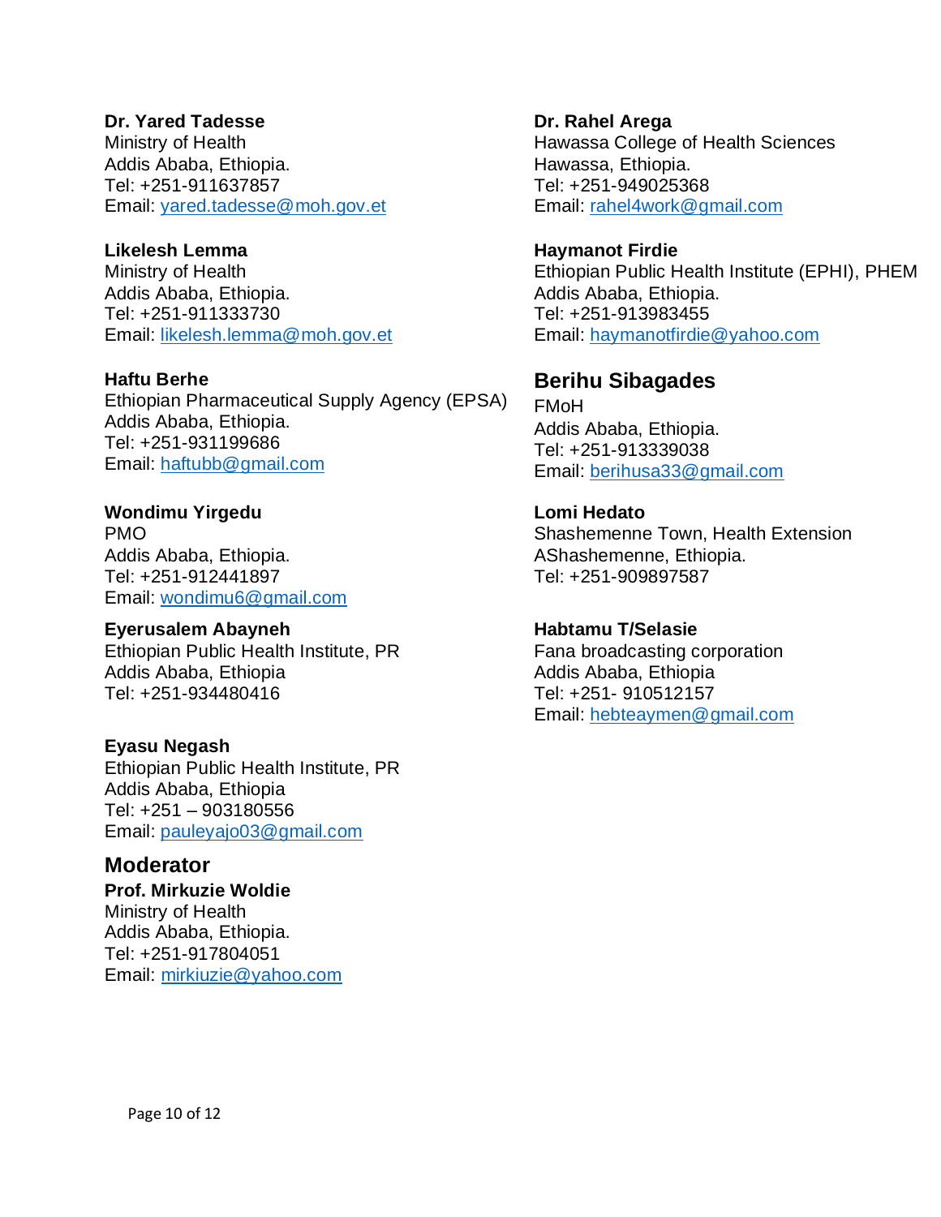**Dr. Yared Tadesse**
Ministry of Health
Addis Ababa, Ethiopia.
Tel: +251-911637857
Email: yared.tadesse@moh.gov.et

**Likelesh Lemma**
Ministry of Health
Addis Ababa, Ethiopia.
Tel: +251-911333730
Email: likelesh.lemma@moh.gov.et

**Haftu Berhe**
Ethiopian Pharmaceutical Supply Agency (EPSA)
Addis Ababa, Ethiopia.
Tel: +251-931199686
Email: haftubb@gmail.com

**Wondimu Yirgedu**
PMO
Addis Ababa, Ethiopia.
Tel: +251-912441897
Email: wondimu6@gmail.com

**Eyerusalem Abayneh**
Ethiopian Public Health Institute, PR
Addis Ababa, Ethiopia
Tel: +251-934480416

**Eyasu Negash**
Ethiopian Public Health Institute, PR
Addis Ababa, Ethiopia
Tel: +251 – 903180556
Email: pauleyajo03@gmail.com

## Moderator

**Prof. Mirkuzie Woldie**
Ministry of Health
Addis Ababa, Ethiopia.
Tel: +251-917804051
Email: mirkiuzie@yahoo.com

**Dr. Rahel Arega**
Hawassa College of Health Sciences
Hawassa, Ethiopia.
Tel: +251-949025368
Email: rahel4work@gmail.com

**Haymanot Firdie**
Ethiopian Public Health Institute (EPHI), PHEM
Addis Ababa, Ethiopia.
Tel: +251-913983455
Email: haymanotfirdie@yahoo.com

## Berihu Sibagades

FMoH
Addis Ababa, Ethiopia.
Tel: +251-913339038
Email: berihusa33@gmail.com

**Lomi Hedato**
Shashemenne Town, Health Extension
AShashemenne, Ethiopia.
Tel: +251-909897587

**Habtamu T/Selasie**
Fana broadcasting corporation
Addis Ababa, Ethiopia
Tel: +251- 910512157
Email: hebteaymen@gmail.com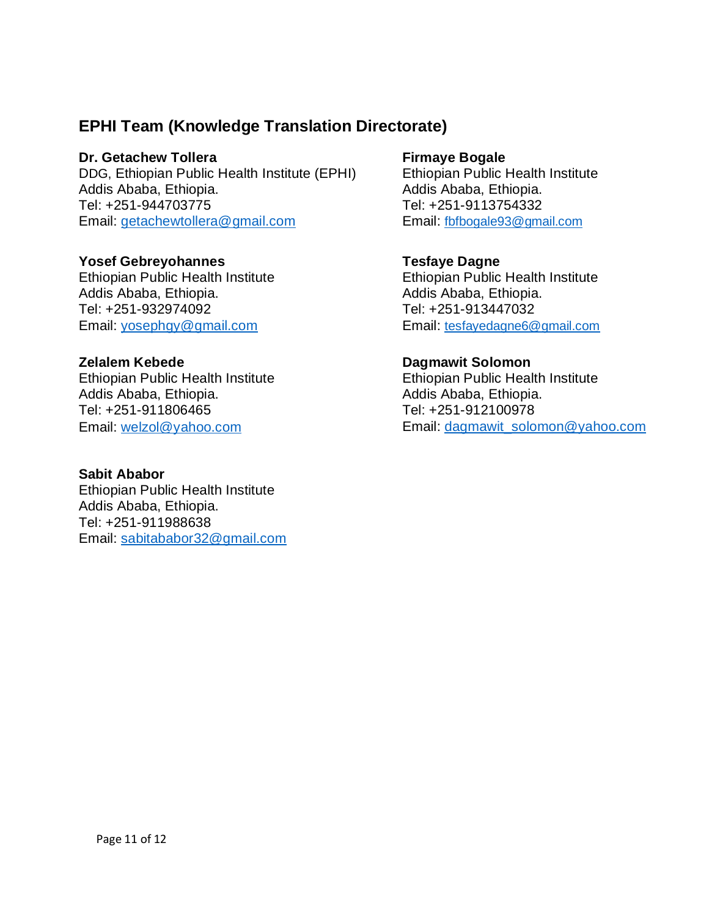## EPHI Team (Knowledge Translation Directorate)

**Dr. Getachew Tollera**
DDG, Ethiopian Public Health Institute (EPHI)
Addis Ababa, Ethiopia.
Tel: +251-944703775
Email: getachewtollera@gmail.com

**Firmaye Bogale**
Ethiopian Public Health Institute
Addis Ababa, Ethiopia.
Tel: +251-9113754332
Email: fbfbogale93@gmail.com

**Yosef Gebreyohannes**
Ethiopian Public Health Institute
Addis Ababa, Ethiopia.
Tel: +251-932974092
Email: yosephgy@gmail.com

**Tesfaye Dagne**
Ethiopian Public Health Institute
Addis Ababa, Ethiopia.
Tel: +251-913447032
Email: tesfayedagne6@gmail.com

**Zelalem Kebede**
Ethiopian Public Health Institute
Addis Ababa, Ethiopia.
Tel: +251-911806465
Email: welzol@yahoo.com

**Dagmawit Solomon**
Ethiopian Public Health Institute
Addis Ababa, Ethiopia.
Tel: +251-912100978
Email: dagmawit_solomon@yahoo.com

**Sabit Ababor**
Ethiopian Public Health Institute
Addis Ababa, Ethiopia.
Tel: +251-911988638
Email: sabitababor32@gmail.com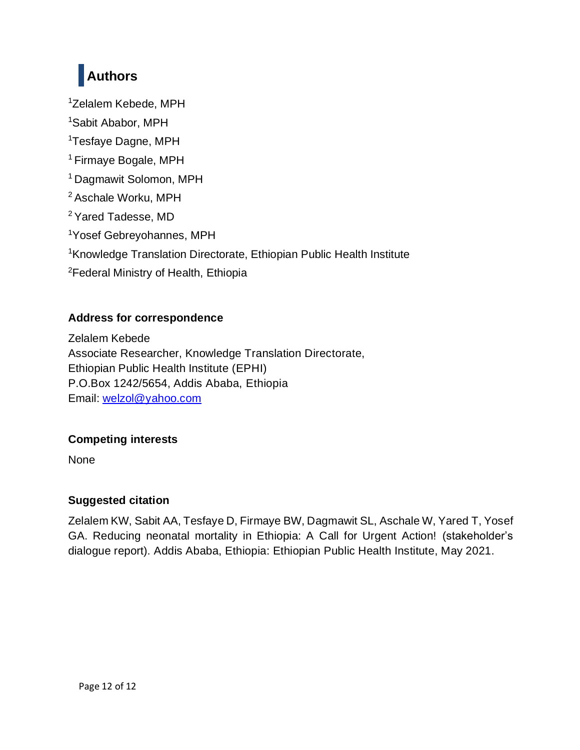## Authors

[1]Zelalem Kebede, MPH

[1]Sabit Ababor, MPH

[1]Tesfaye Dagne, MPH

[1] Firmaye Bogale, MPH

[1] Dagmawit Solomon, MPH

[2] Aschale Worku, MPH

[2] Yared Tadesse, MD

[1]Yosef Gebreyohannes, MPH

[1]Knowledge Translation Directorate, Ethiopian Public Health Institute

[2]Federal Ministry of Health, Ethiopia

### Address for correspondence

Zelalem Kebede
Associate Researcher, Knowledge Translation Directorate,
Ethiopian Public Health Institute (EPHI)
P.O.Box 1242/5654, Addis Ababa, Ethiopia
Email: welzol@yahoo.com

### Competing interests

None

### Suggested citation

Zelalem KW, Sabit AA, Tesfaye D, Firmaye BW, Dagmawit SL, Aschale W, Yared T, Yosef GA. Reducing neonatal mortality in Ethiopia: A Call for Urgent Action! (stakeholder's dialogue report). Addis Ababa, Ethiopia: Ethiopian Public Health Institute, May 2021.